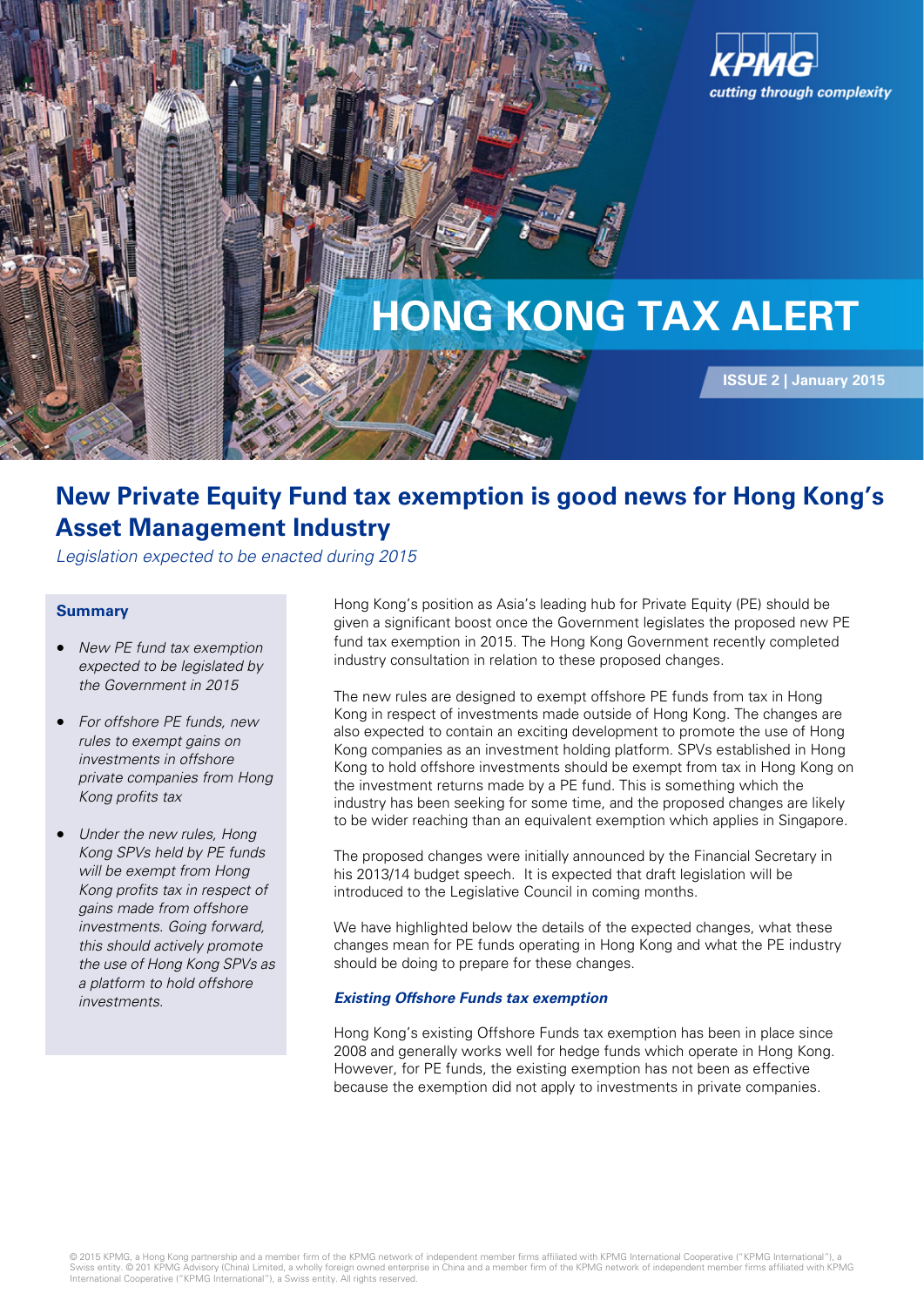# HONG KONG TAX ALERT

ISSUE 2 | January 2015

## New Private Equity Fund tax exemption is good news for Hong Kong's Asset Management Industry

*Legislation expected to be enacted during 2015*

**Summary**

- *New PE fund tax exemption expected to be legislated by the Government in 2015*
- *For offshore PE funds, new rules to exempt gains on investments in offshore private companies from Hong Kong profits tax*
- *Under the new rules, Hong Kong SPVs held by PE funds will be exempt from Hong Kong profits tax in respect of gains made from offshore investments. Going forward, this should actively promote the use of Hong Kong SPVs as a platform to hold offshore investments.*

Hong Kong's position as Asia's leading hub for Private Equity (PE) should be given a significant boost once the Government legislates the proposed new PE fund tax exemption in 2015. The Hong Kong Government recently completed industry consultation in relation to these proposed changes.

The new rules are designed to exempt offshore PE funds from tax in Hong Kong in respect of investments made outside of Hong Kong. The changes are also expected to contain an exciting development to promote the use of Hong Kong companies as an investment holding platform. SPVs established in Hong Kong to hold offshore investments should be exempt from tax in Hong Kong on the investment returns made by a PE fund. This is something which the industry has been seeking for some time, and the proposed changes are likely to be wider reaching than an equivalent exemption which applies in Singapore.

The proposed changes were initially announced by the Financial Secretary in his 2013/14 budget speech. It is expected that draft legislation will be introduced to the Legislative Council in coming months.

We have highlighted below the details of the expected changes, what these changes mean for PE funds operating in Hong Kong and what the PE industry should be doing to prepare for these changes.

### *Existing Offshore Funds tax exemption*

Hong Kong's existing Offshore Funds tax exemption has been in place since 2008 and generally works well for hedge funds which operate in Hong Kong. However, for PE funds, the existing exemption has not been as effective because the exemption did not apply to investments in private companies.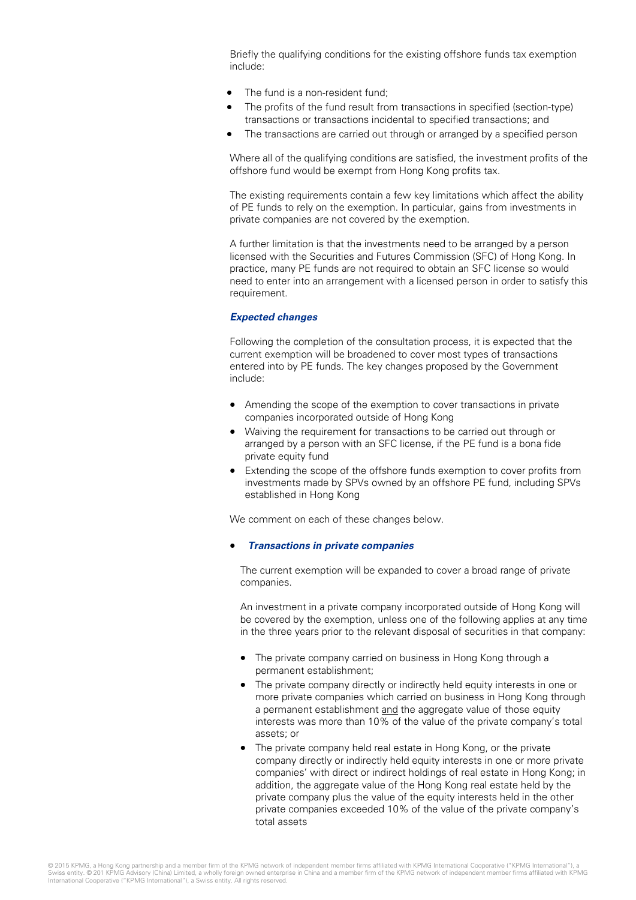Briefly the qualifying conditions for the existing offshore funds tax exemption include:

- The fund is a non-resident fund;
- The profits of the fund result from transactions in specified (section-type) transactions or transactions incidental to specified transactions; and
- The transactions are carried out through or arranged by a specified person

Where all of the qualifying conditions are satisfied, the investment profits of the offshore fund would be exempt from Hong Kong profits tax.

The existing requirements contain a few key limitations which affect the ability of PE funds to rely on the exemption. In particular, gains from investments in private companies are not covered by the exemption.

A further limitation is that the investments need to be arranged by a person licensed with the Securities and Futures Commission (SFC) of Hong Kong. In practice, many PE funds are not required to obtain an SFC license so would need to enter into an arrangement with a licensed person in order to satisfy this requirement.

### ***Expected changes***

Following the completion of the consultation process, it is expected that the current exemption will be broadened to cover most types of transactions entered into by PE funds. The key changes proposed by the Government include:

- Amending the scope of the exemption to cover transactions in private companies incorporated outside of Hong Kong
- Waiving the requirement for transactions to be carried out through or arranged by a person with an SFC license, if the PE fund is a bona fide private equity fund
- Extending the scope of the offshore funds exemption to cover profits from investments made by SPVs owned by an offshore PE fund, including SPVs established in Hong Kong

We comment on each of these changes below.

- ***Transactions in private companies***

  The current exemption will be expanded to cover a broad range of private companies.

  An investment in a private company incorporated outside of Hong Kong will be covered by the exemption, unless one of the following applies at any time in the three years prior to the relevant disposal of securities in that company:

  - The private company carried on business in Hong Kong through a permanent establishment;
  - The private company directly or indirectly held equity interests in one or more private companies which carried on business in Hong Kong through a permanent establishment <u>and</u> the aggregate value of those equity interests was more than 10% of the value of the private company's total assets; or
  - The private company held real estate in Hong Kong, or the private company directly or indirectly held equity interests in one or more private companies' with direct or indirect holdings of real estate in Hong Kong; in addition, the aggregate value of the Hong Kong real estate held by the private company plus the value of the equity interests held in the other private companies exceeded 10% of the value of the private company's total assets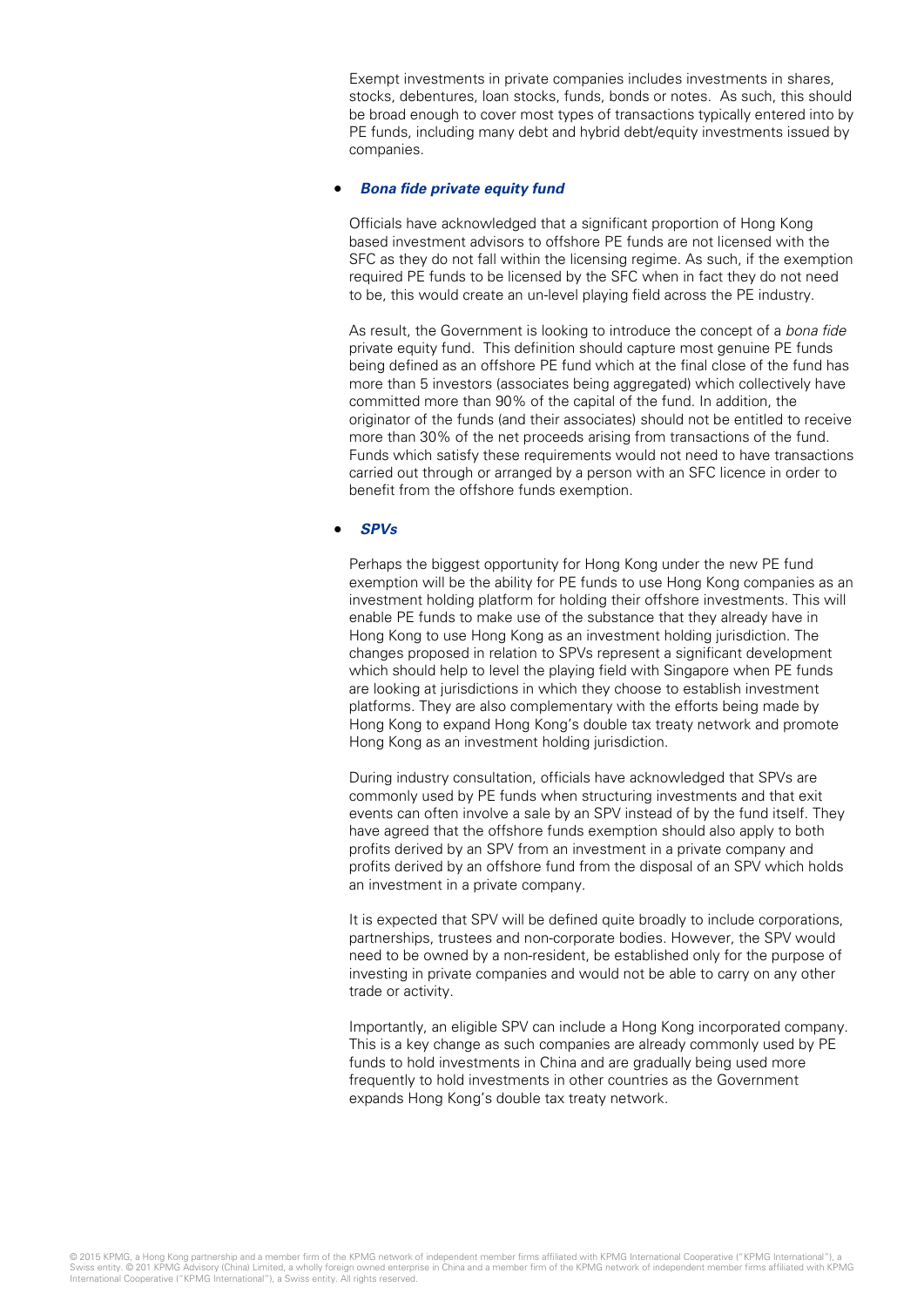Exempt investments in private companies includes investments in shares, stocks, debentures, loan stocks, funds, bonds or notes. As such, this should be broad enough to cover most types of transactions typically entered into by PE funds, including many debt and hybrid debt/equity investments issued by companies.

- ***Bona fide private equity fund***

  Officials have acknowledged that a significant proportion of Hong Kong based investment advisors to offshore PE funds are not licensed with the SFC as they do not fall within the licensing regime. As such, if the exemption required PE funds to be licensed by the SFC when in fact they do not need to be, this would create an un-level playing field across the PE industry.

  As result, the Government is looking to introduce the concept of a *bona fide* private equity fund. This definition should capture most genuine PE funds being defined as an offshore PE fund which at the final close of the fund has more than 5 investors (associates being aggregated) which collectively have committed more than 90% of the capital of the fund. In addition, the originator of the funds (and their associates) should not be entitled to receive more than 30% of the net proceeds arising from transactions of the fund. Funds which satisfy these requirements would not need to have transactions carried out through or arranged by a person with an SFC licence in order to benefit from the offshore funds exemption.

- ***SPVs***

  Perhaps the biggest opportunity for Hong Kong under the new PE fund exemption will be the ability for PE funds to use Hong Kong companies as an investment holding platform for holding their offshore investments. This will enable PE funds to make use of the substance that they already have in Hong Kong to use Hong Kong as an investment holding jurisdiction. The changes proposed in relation to SPVs represent a significant development which should help to level the playing field with Singapore when PE funds are looking at jurisdictions in which they choose to establish investment platforms. They are also complementary with the efforts being made by Hong Kong to expand Hong Kong's double tax treaty network and promote Hong Kong as an investment holding jurisdiction.

  During industry consultation, officials have acknowledged that SPVs are commonly used by PE funds when structuring investments and that exit events can often involve a sale by an SPV instead of by the fund itself. They have agreed that the offshore funds exemption should also apply to both profits derived by an SPV from an investment in a private company and profits derived by an offshore fund from the disposal of an SPV which holds an investment in a private company.

  It is expected that SPV will be defined quite broadly to include corporations, partnerships, trustees and non-corporate bodies. However, the SPV would need to be owned by a non-resident, be established only for the purpose of investing in private companies and would not be able to carry on any other trade or activity.

  Importantly, an eligible SPV can include a Hong Kong incorporated company. This is a key change as such companies are already commonly used by PE funds to hold investments in China and are gradually being used more frequently to hold investments in other countries as the Government expands Hong Kong's double tax treaty network.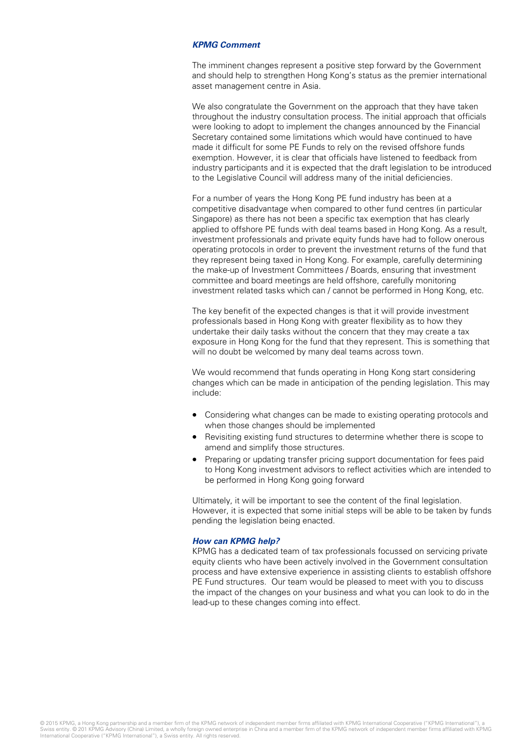### *KPMG Comment*

The imminent changes represent a positive step forward by the Government and should help to strengthen Hong Kong's status as the premier international asset management centre in Asia.

We also congratulate the Government on the approach that they have taken throughout the industry consultation process. The initial approach that officials were looking to adopt to implement the changes announced by the Financial Secretary contained some limitations which would have continued to have made it difficult for some PE Funds to rely on the revised offshore funds exemption. However, it is clear that officials have listened to feedback from industry participants and it is expected that the draft legislation to be introduced to the Legislative Council will address many of the initial deficiencies.

For a number of years the Hong Kong PE fund industry has been at a competitive disadvantage when compared to other fund centres (in particular Singapore) as there has not been a specific tax exemption that has clearly applied to offshore PE funds with deal teams based in Hong Kong. As a result, investment professionals and private equity funds have had to follow onerous operating protocols in order to prevent the investment returns of the fund that they represent being taxed in Hong Kong. For example, carefully determining the make-up of Investment Committees / Boards, ensuring that investment committee and board meetings are held offshore, carefully monitoring investment related tasks which can / cannot be performed in Hong Kong, etc.

The key benefit of the expected changes is that it will provide investment professionals based in Hong Kong with greater flexibility as to how they undertake their daily tasks without the concern that they may create a tax exposure in Hong Kong for the fund that they represent. This is something that will no doubt be welcomed by many deal teams across town.

We would recommend that funds operating in Hong Kong start considering changes which can be made in anticipation of the pending legislation. This may include:

- Considering what changes can be made to existing operating protocols and when those changes should be implemented
- Revisiting existing fund structures to determine whether there is scope to amend and simplify those structures.
- Preparing or updating transfer pricing support documentation for fees paid to Hong Kong investment advisors to reflect activities which are intended to be performed in Hong Kong going forward

Ultimately, it will be important to see the content of the final legislation. However, it is expected that some initial steps will be able to be taken by funds pending the legislation being enacted.

### *How can KPMG help?*

KPMG has a dedicated team of tax professionals focussed on servicing private equity clients who have been actively involved in the Government consultation process and have extensive experience in assisting clients to establish offshore PE Fund structures. Our team would be pleased to meet with you to discuss the impact of the changes on your business and what you can look to do in the lead-up to these changes coming into effect.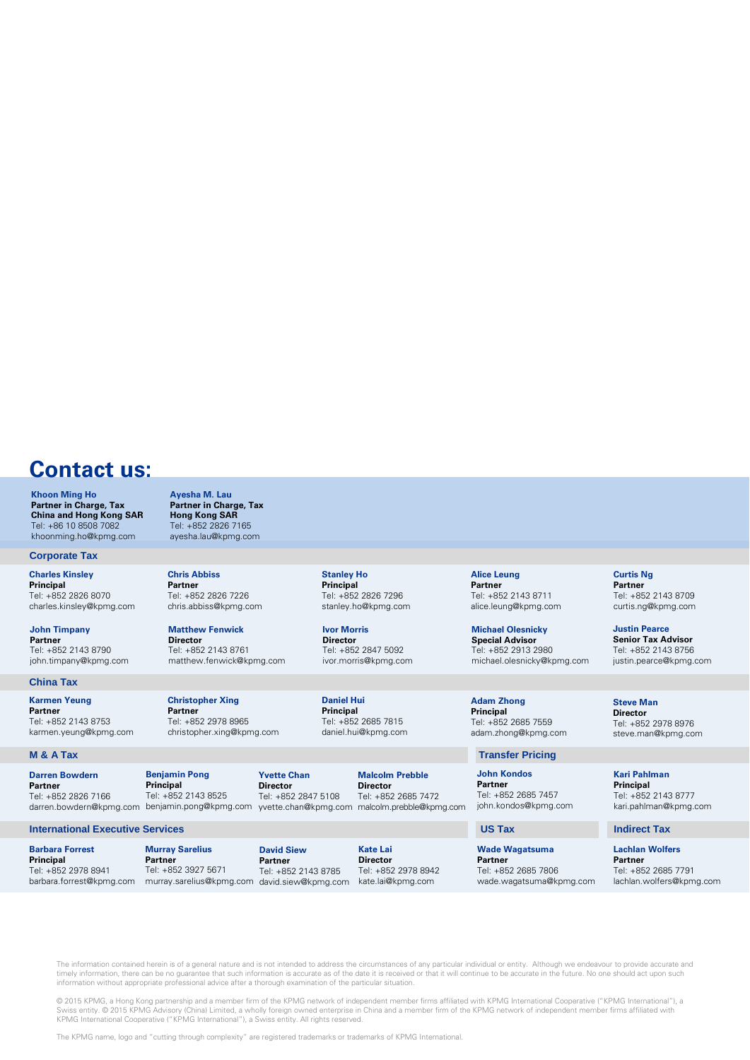# Contact us:

**Khoon Ming Ho**
**Partner in Charge, Tax**
**China and Hong Kong SAR**
Tel: +86 10 8508 7082
khoonming.ho@kpmg.com

**Ayesha M. Lau**
**Partner in Charge, Tax**
**Hong Kong SAR**
Tel: +852 2826 7165
ayesha.lau@kpmg.com

## Corporate Tax

**Charles Kinsley**
**Principal**
Tel: +852 2826 8070
charles.kinsley@kpmg.com

**Chris Abbiss**
**Partner**
Tel: +852 2826 7226
chris.abbiss@kpmg.com

**Stanley Ho**
**Principal**
Tel: +852 2826 7296
stanley.ho@kpmg.com

**Alice Leung**
**Partner**
Tel: +852 2143 8711
alice.leung@kpmg.com

**Curtis Ng**
**Partner**
Tel: +852 2143 8709
curtis.ng@kpmg.com

**John Timpany**
**Partner**
Tel: +852 2143 8790
john.timpany@kpmg.com

**Matthew Fenwick**
**Director**
Tel: +852 2143 8761
matthew.fenwick@kpmg.com

**Ivor Morris**
**Director**
Tel: +852 2847 5092
ivor.morris@kpmg.com

**Michael Olesnicky**
**Special Advisor**
Tel: +852 2913 2980
michael.olesnicky@kpmg.com

**Justin Pearce**
**Senior Tax Advisor**
Tel: +852 2143 8756
justin.pearce@kpmg.com

## China Tax

**Karmen Yeung**
**Partner**
Tel: +852 2143 8753
karmen.yeung@kpmg.com

**Christopher Xing**
**Partner**
Tel: +852 2978 8965
christopher.xing@kpmg.com

**Daniel Hui**
**Principal**
Tel: +852 2685 7815
daniel.hui@kpmg.com

**Adam Zhong**
**Principal**
Tel: +852 2685 7559
adam.zhong@kpmg.com

**Steve Man**
**Director**
Tel: +852 2978 8976
steve.man@kpmg.com

## M & A Tax

**Darren Bowdern**
**Partner**
Tel: +852 2826 7166
darren.bowdern@kpmg.com

**Benjamin Pong**
**Principal**
Tel: +852 2143 8525
benjamin.pong@kpmg.com

**Yvette Chan**
**Director**
Tel: +852 2847 5108
yvette.chan@kpmg.com

**Malcolm Prebble**
**Director**
Tel: +852 2685 7472
malcolm.prebble@kpmg.com

## Transfer Pricing

**John Kondos**
**Partner**
Tel: +852 2685 7457
john.kondos@kpmg.com

**Kari Pahlman**
**Principal**
Tel: +852 2143 8777
kari.pahlman@kpmg.com

## International Executive Services

**Barbara Forrest**
**Principal**
Tel: +852 2978 8941
barbara.forrest@kpmg.com

**Murray Sarelius**
**Partner**
Tel: +852 3927 5671
murray.sarelius@kpmg.com

**David Siew**
**Partner**
Tel: +852 2143 8785
david.siew@kpmg.com

**Kate Lai**
**Director**
Tel: +852 2978 8942
kate.lai@kpmg.com

## US Tax

**Wade Wagatsuma**
**Partner**
Tel: +852 2685 7806
wade.wagatsuma@kpmg.com

## Indirect Tax

**Lachlan Wolfers**
**Partner**
Tel: +852 2685 7791
lachlan.wolfers@kpmg.com

The information contained herein is of a general nature and is not intended to address the circumstances of any particular individual or entity. Although we endeavour to provide accurate and timely information, there can be no guarantee that such information is accurate as of the date it is received or that it will continue to be accurate in the future. No one should act upon such information without appropriate professional advice after a thorough examination of the particular situation.

© 2015 KPMG, a Hong Kong partnership and a member firm of the KPMG network of independent member firms affiliated with KPMG International Cooperative ("KPMG International"), a Swiss entity. © 2015 KPMG Advisory (China) Limited, a wholly foreign owned enterprise in China and a member firm of the KPMG network of independent member firms affiliated with KPMG International Cooperative ("KPMG International"), a Swiss entity. All rights reserved.

The KPMG name, logo and "cutting through complexity" are registered trademarks or trademarks of KPMG International.